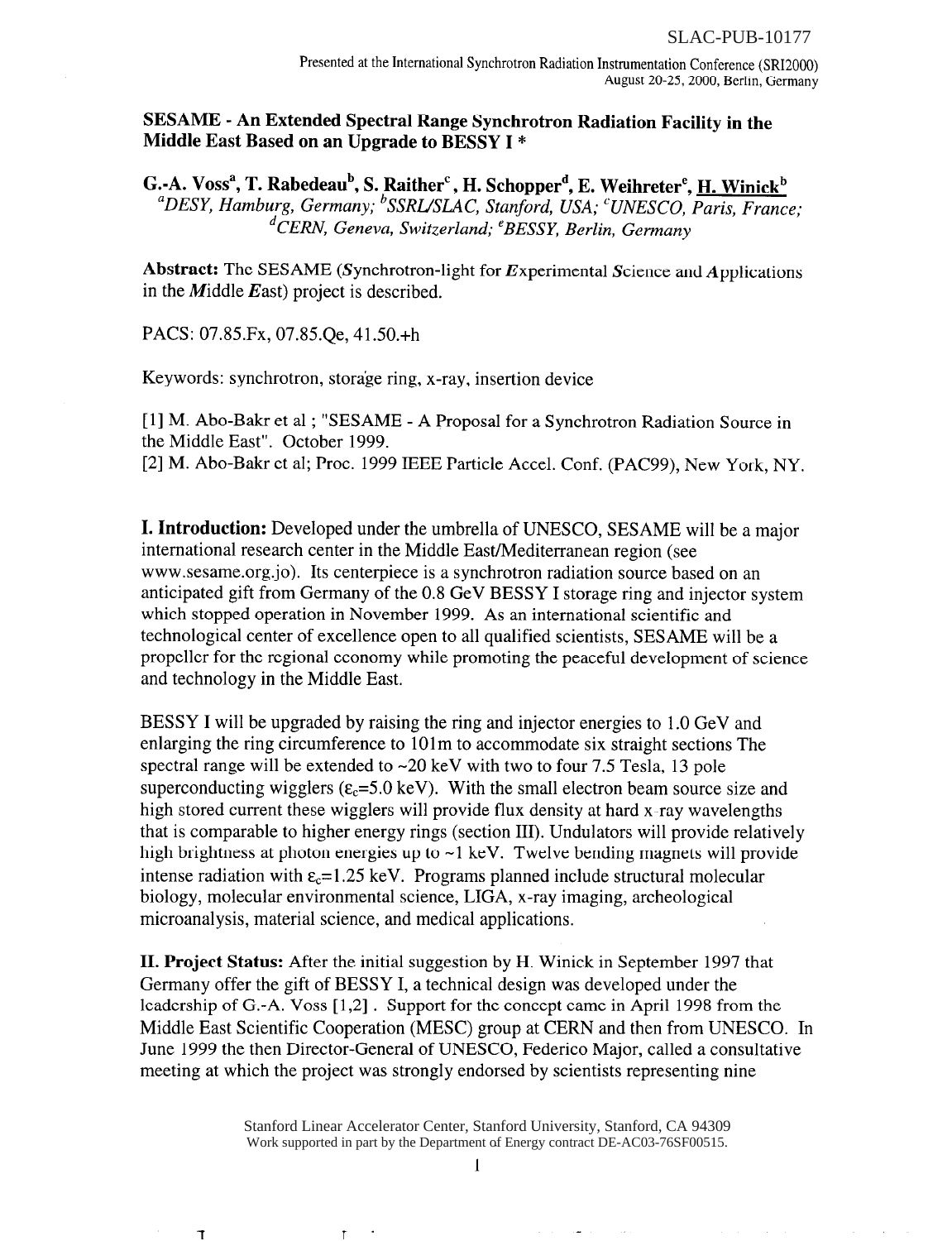SLAC-PUB-10177

Presented at the International Synchrotron Radiation Instrumentation Conference (SRI2000)
August 20-25, 2000, Berlin, Germany

# SESAME - An Extended Spectral Range Synchrotron Radiation Facility in the Middle East Based on an Upgrade to BESSY I *

**G.-A. Voss[a], T. Rabedeau[b], S. Raither[c], H. Schopper[d], E. Weihreter[e], H. Winick[b]**

[a]*DESY, Hamburg, Germany;* [b]*SSRL/SLAC, Stanford, USA;* [c]*UNESCO, Paris, France;* [d]*CERN, Geneva, Switzerland;* [e]*BESSY, Berlin, Germany*

**Abstract:** The SESAME (***S***ynchrotron-light for ***E***xperimental ***S***cience and ***A***pplications in the ***M***iddle ***E***ast) project is described.

PACS: 07.85.Fx, 07.85.Qe, 41.50.+h

Keywords: synchrotron, storage ring, x-ray, insertion device

[1] M. Abo-Bakr et al ; "SESAME - A Proposal for a Synchrotron Radiation Source in the Middle East". October 1999.
[2] M. Abo-Bakr et al; Proc. 1999 IEEE Particle Accel. Conf. (PAC99), New York, NY.

**I. Introduction:** Developed under the umbrella of UNESCO, SESAME will be a major international research center in the Middle East/Mediterranean region (see www.sesame.org.jo). Its centerpiece is a synchrotron radiation source based on an anticipated gift from Germany of the 0.8 GeV BESSY I storage ring and injector system which stopped operation in November 1999. As an international scientific and technological center of excellence open to all qualified scientists, SESAME will be a propeller for the regional economy while promoting the peaceful development of science and technology in the Middle East.

BESSY I will be upgraded by raising the ring and injector energies to 1.0 GeV and enlarging the ring circumference to 101m to accommodate six straight sections The spectral range will be extended to ~20 keV with two to four 7.5 Tesla, 13 pole superconducting wigglers ($\varepsilon_c$=5.0 keV). With the small electron beam source size and high stored current these wigglers will provide flux density at hard x-ray wavelengths that is comparable to higher energy rings (section III). Undulators will provide relatively high brightness at photon energies up to ~1 keV. Twelve bending magnets will provide intense radiation with $\varepsilon_c$=1.25 keV. Programs planned include structural molecular biology, molecular environmental science, LIGA, x-ray imaging, archeological microanalysis, material science, and medical applications.

**II. Project Status:** After the initial suggestion by H. Winick in September 1997 that Germany offer the gift of BESSY I, a technical design was developed under the leadership of G.-A. Voss [1,2] . Support for the concept came in April 1998 from the Middle East Scientific Cooperation (MESC) group at CERN and then from UNESCO. In June 1999 the then Director-General of UNESCO, Federico Major, called a consultative meeting at which the project was strongly endorsed by scientists representing nine

Stanford Linear Accelerator Center, Stanford University, Stanford, CA 94309
Work supported in part by the Department of Energy contract DE-AC03-76SF00515.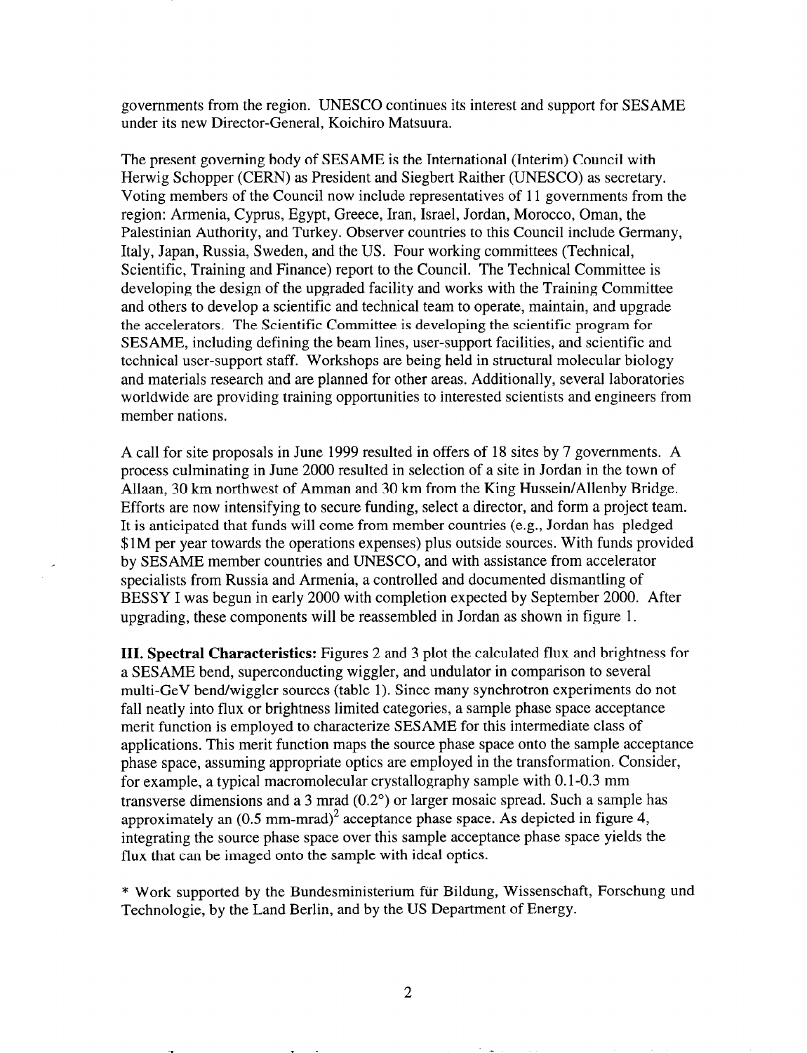governments from the region. UNESCO continues its interest and support for SESAME under its new Director-General, Koichiro Matsuura.

The present governing body of SESAME is the International (Interim) Council with Herwig Schopper (CERN) as President and Siegbert Raither (UNESCO) as secretary. Voting members of the Council now include representatives of 11 governments from the region: Armenia, Cyprus, Egypt, Greece, Iran, Israel, Jordan, Morocco, Oman, the Palestinian Authority, and Turkey. Observer countries to this Council include Germany, Italy, Japan, Russia, Sweden, and the US. Four working committees (Technical, Scientific, Training and Finance) report to the Council. The Technical Committee is developing the design of the upgraded facility and works with the Training Committee and others to develop a scientific and technical team to operate, maintain, and upgrade the accelerators. The Scientific Committee is developing the scientific program for SESAME, including defining the beam lines, user-support facilities, and scientific and technical user-support staff. Workshops are being held in structural molecular biology and materials research and are planned for other areas. Additionally, several laboratories worldwide are providing training opportunities to interested scientists and engineers from member nations.

A call for site proposals in June 1999 resulted in offers of 18 sites by 7 governments. A process culminating in June 2000 resulted in selection of a site in Jordan in the town of Allaan, 30 km northwest of Amman and 30 km from the King Hussein/Allenby Bridge. Efforts are now intensifying to secure funding, select a director, and form a project team. It is anticipated that funds will come from member countries (e.g., Jordan has pledged $1M per year towards the operations expenses) plus outside sources. With funds provided by SESAME member countries and UNESCO, and with assistance from accelerator specialists from Russia and Armenia, a controlled and documented dismantling of BESSY I was begun in early 2000 with completion expected by September 2000. After upgrading, these components will be reassembled in Jordan as shown in figure 1.

**III. Spectral Characteristics:** Figures 2 and 3 plot the calculated flux and brightness for a SESAME bend, superconducting wiggler, and undulator in comparison to several multi-GeV bend/wiggler sources (table 1). Since many synchrotron experiments do not fall neatly into flux or brightness limited categories, a sample phase space acceptance merit function is employed to characterize SESAME for this intermediate class of applications. This merit function maps the source phase space onto the sample acceptance phase space, assuming appropriate optics are employed in the transformation. Consider, for example, a typical macromolecular crystallography sample with 0.1-0.3 mm transverse dimensions and a 3 mrad (0.2°) or larger mosaic spread. Such a sample has approximately an $(0.5 \text{ mm-mrad})^2$ acceptance phase space. As depicted in figure 4, integrating the source phase space over this sample acceptance phase space yields the flux that can be imaged onto the sample with ideal optics.

* Work supported by the Bundesministerium für Bildung, Wissenschaft, Forschung und Technologie, by the Land Berlin, and by the US Department of Energy.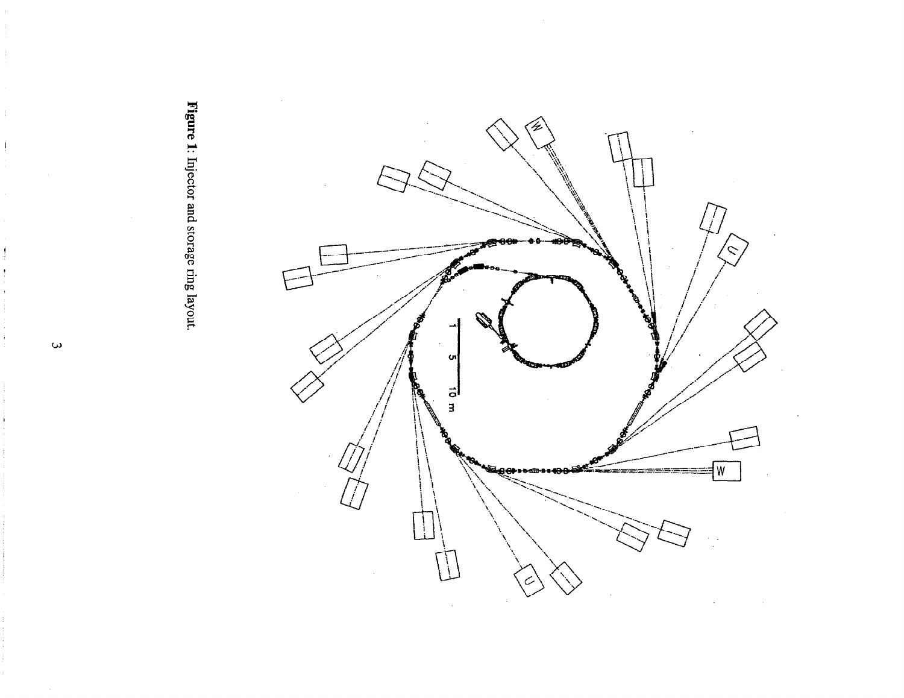**Figure 1**: Injector and storage ring layout.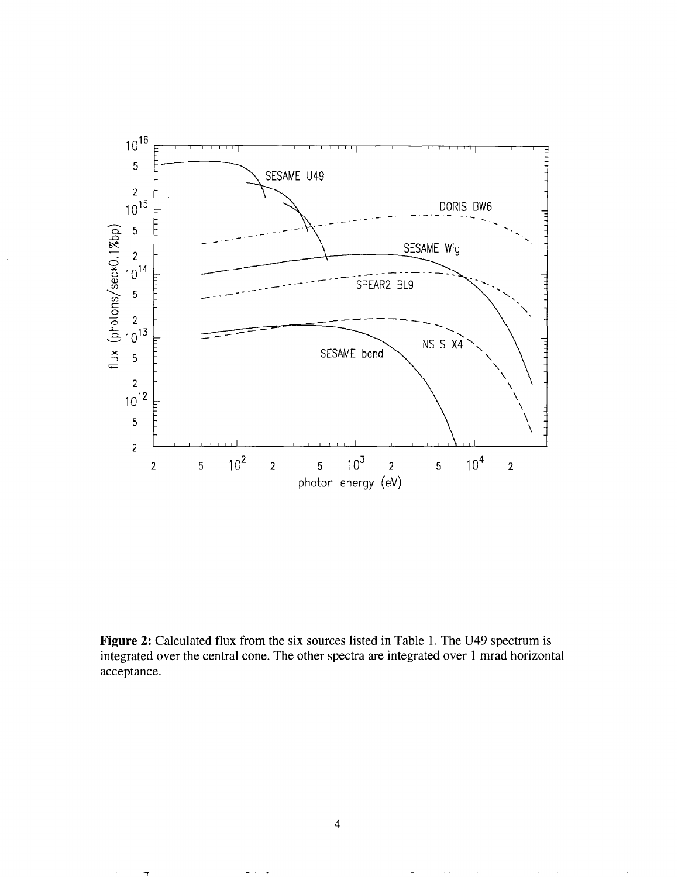**Figure 2:** Calculated flux from the six sources listed in Table 1. The U49 spectrum is integrated over the central cone. The other spectra are integrated over 1 mrad horizontal acceptance.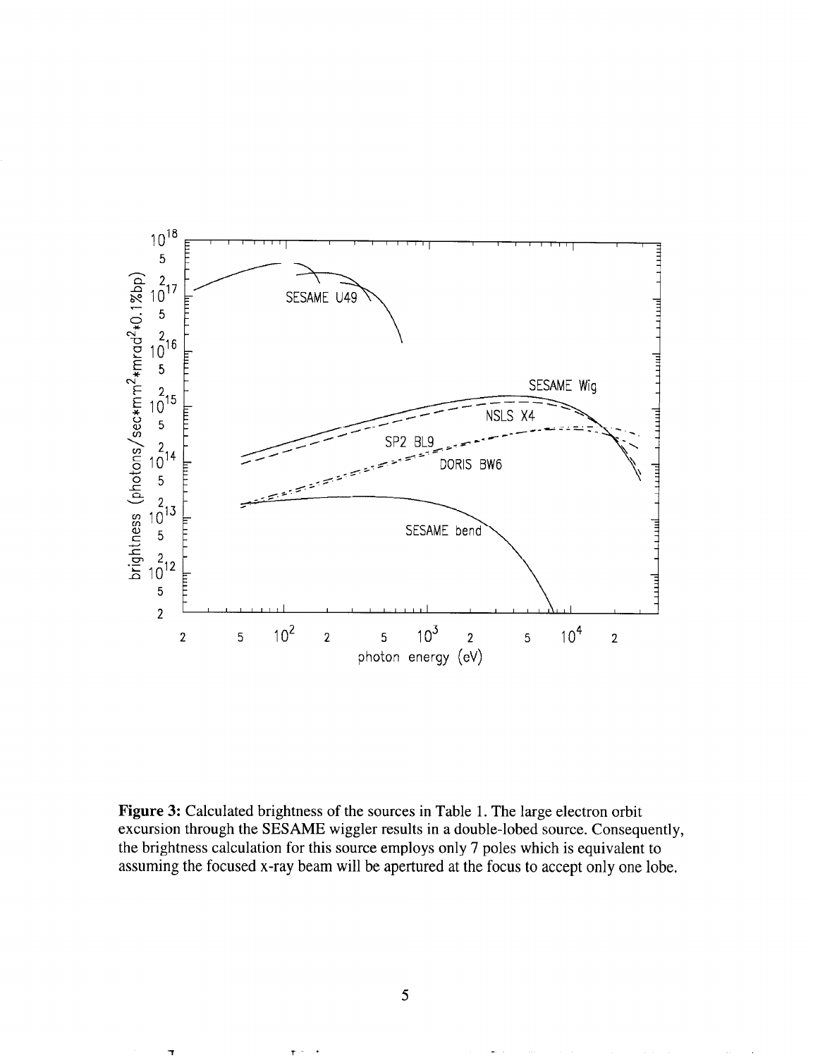**Figure 3:** Calculated brightness of the sources in Table 1. The large electron orbit excursion through the SESAME wiggler results in a double-lobed source. Consequently, the brightness calculation for this source employs only 7 poles which is equivalent to assuming the focused x-ray beam will be apertured at the focus to accept only one lobe.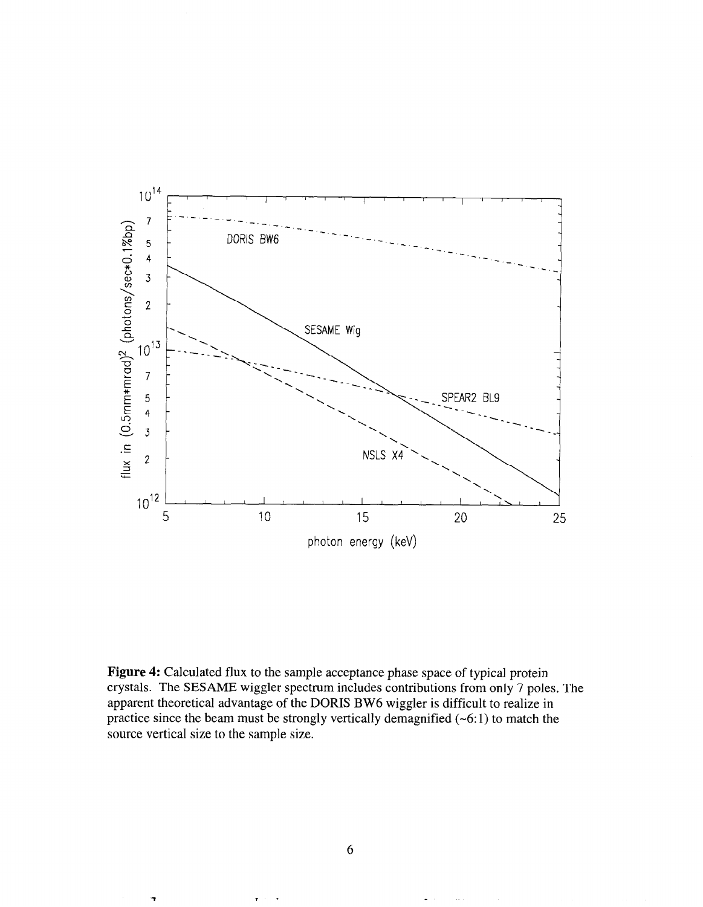**Figure 4:** Calculated flux to the sample acceptance phase space of typical protein crystals. The SESAME wiggler spectrum includes contributions from only 7 poles. The apparent theoretical advantage of the DORIS BW6 wiggler is difficult to realize in practice since the beam must be strongly vertically demagnified (~6:1) to match the source vertical size to the sample size.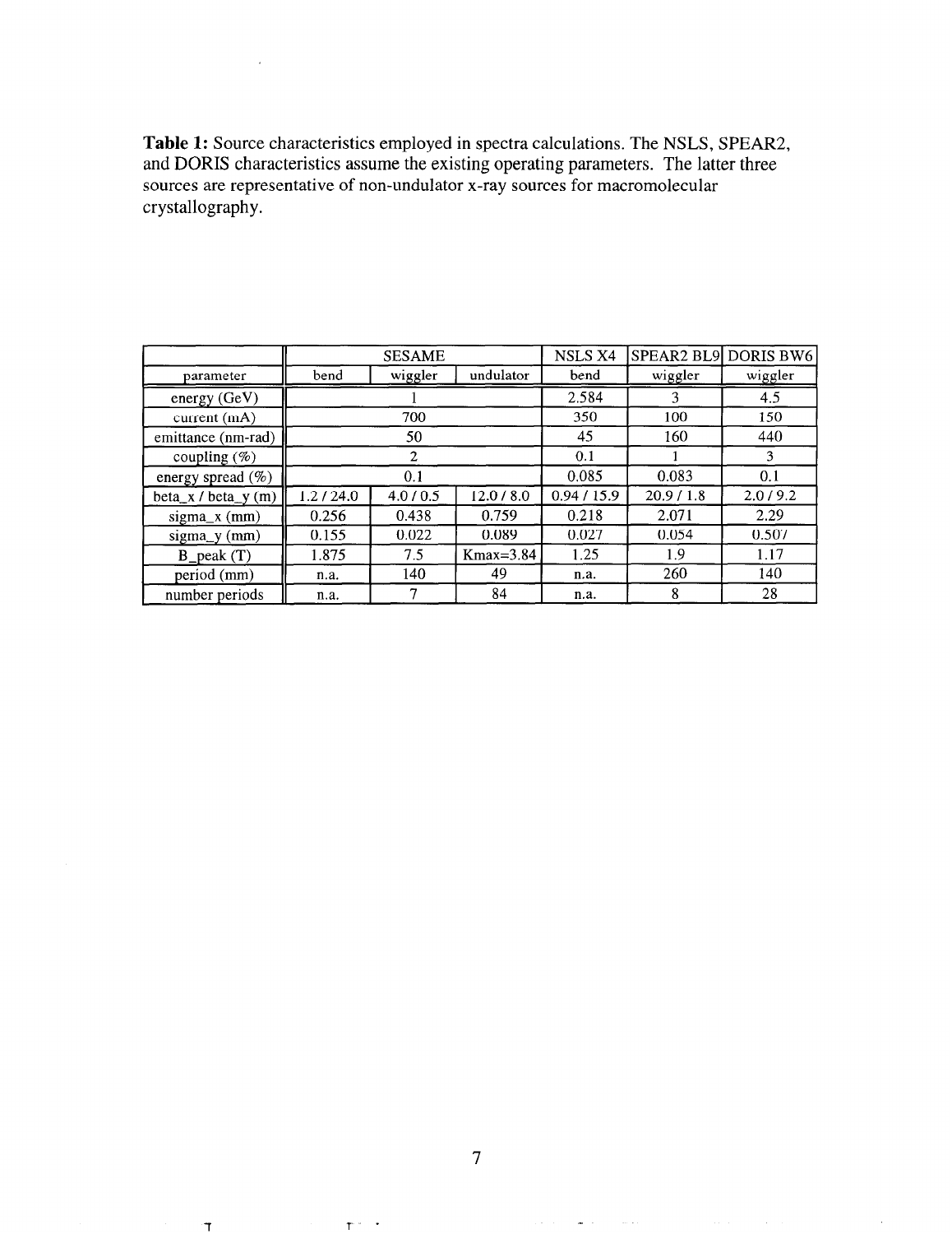**Table 1:** Source characteristics employed in spectra calculations. The NSLS, SPEAR2, and DORIS characteristics assume the existing operating parameters. The latter three sources are representative of non-undulator x-ray sources for macromolecular crystallography.

| | SESAME | | | NSLS X4 | SPEAR2 BL9 | DORIS BW6 |
|---|---|---|---|---|---|---|
| parameter | bend | wiggler | undulator | bend | wiggler | wiggler |
| energy (GeV) | 1 | | | 2.584 | 3 | 4.5 |
| current (mA) | 700 | | | 350 | 100 | 150 |
| emittance (nm-rad) | 50 | | | 45 | 160 | 440 |
| coupling (%) | 2 | | | 0.1 | 1 | 3 |
| energy spread (%) | 0.1 | | | 0.085 | 0.083 | 0.1 |
| beta_x / beta_y (m) | 1.2 / 24.0 | 4.0 / 0.5 | 12.0 / 8.0 | 0.94 / 15.9 | 20.9 / 1.8 | 2.0 / 9.2 |
| sigma_x (mm) | 0.256 | 0.438 | 0.759 | 0.218 | 2.071 | 2.29 |
| sigma_y (mm) | 0.155 | 0.022 | 0.089 | 0.027 | 0.054 | 0.507 |
| B_peak (T) | 1.875 | 7.5 | Kmax=3.84 | 1.25 | 1.9 | 1.17 |
| period (mm) | n.a. | 140 | 49 | n.a. | 260 | 140 |
| number periods | n.a. | 7 | 84 | n.a. | 8 | 28 |